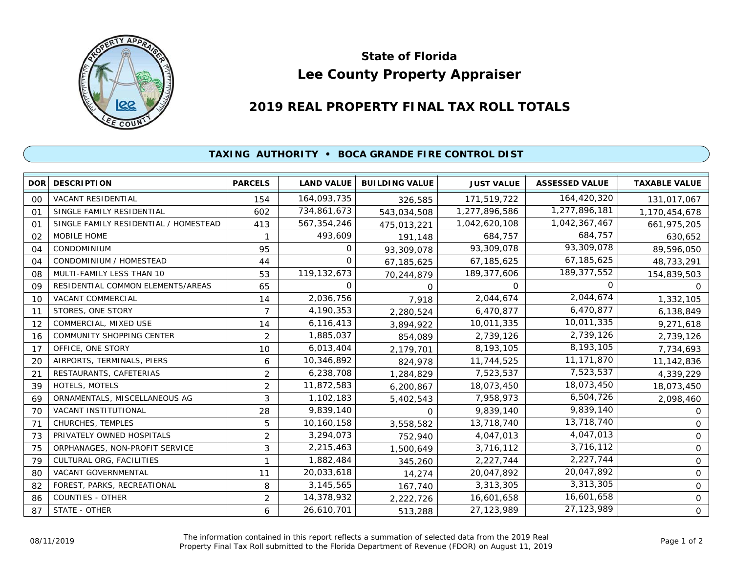# State of Florida
# Lee County Property Appraiser

## 2019 REAL PROPERTY FINAL TAX ROLL TOTALS

### TAXING AUTHORITY • BOCA GRANDE FIRE CONTROL DIST

| DOR | DESCRIPTION | PARCELS | LAND VALUE | BUILDING VALUE | JUST VALUE | ASSESSED VALUE | TAXABLE VALUE |
|---|---|---|---|---|---|---|---|
| 00 | VACANT RESIDENTIAL | 154 | 164,093,735 | 326,585 | 171,519,722 | 164,420,320 | 131,017,067 |
| 01 | SINGLE FAMILY RESIDENTIAL | 602 | 734,861,673 | 543,034,508 | 1,277,896,586 | 1,277,896,181 | 1,170,454,678 |
| 01 | SINGLE FAMILY RESIDENTIAL / HOMESTEAD | 413 | 567,354,246 | 475,013,221 | 1,042,620,108 | 1,042,367,467 | 661,975,205 |
| 02 | MOBILE HOME | 1 | 493,609 | 191,148 | 684,757 | 684,757 | 630,652 |
| 04 | CONDOMINIUM | 95 | 0 | 93,309,078 | 93,309,078 | 93,309,078 | 89,596,050 |
| 04 | CONDOMINIUM / HOMESTEAD | 44 | 0 | 67,185,625 | 67,185,625 | 67,185,625 | 48,733,291 |
| 08 | MULTI-FAMILY LESS THAN 10 | 53 | 119,132,673 | 70,244,879 | 189,377,606 | 189,377,552 | 154,839,503 |
| 09 | RESIDENTIAL COMMON ELEMENTS/AREAS | 65 | 0 | 0 | 0 | 0 | 0 |
| 10 | VACANT COMMERCIAL | 14 | 2,036,756 | 7,918 | 2,044,674 | 2,044,674 | 1,332,105 |
| 11 | STORES, ONE STORY | 7 | 4,190,353 | 2,280,524 | 6,470,877 | 6,470,877 | 6,138,849 |
| 12 | COMMERCIAL, MIXED USE | 14 | 6,116,413 | 3,894,922 | 10,011,335 | 10,011,335 | 9,271,618 |
| 16 | COMMUNITY SHOPPING CENTER | 2 | 1,885,037 | 854,089 | 2,739,126 | 2,739,126 | 2,739,126 |
| 17 | OFFICE, ONE STORY | 10 | 6,013,404 | 2,179,701 | 8,193,105 | 8,193,105 | 7,734,693 |
| 20 | AIRPORTS, TERMINALS, PIERS | 6 | 10,346,892 | 824,978 | 11,744,525 | 11,171,870 | 11,142,836 |
| 21 | RESTAURANTS, CAFETERIAS | 2 | 6,238,708 | 1,284,829 | 7,523,537 | 7,523,537 | 4,339,229 |
| 39 | HOTELS, MOTELS | 2 | 11,872,583 | 6,200,867 | 18,073,450 | 18,073,450 | 18,073,450 |
| 69 | ORNAMENTALS, MISCELLANEOUS AG | 3 | 1,102,183 | 5,402,543 | 7,958,973 | 6,504,726 | 2,098,460 |
| 70 | VACANT INSTITUTIONAL | 28 | 9,839,140 | 0 | 9,839,140 | 9,839,140 | 0 |
| 71 | CHURCHES, TEMPLES | 5 | 10,160,158 | 3,558,582 | 13,718,740 | 13,718,740 | 0 |
| 73 | PRIVATELY OWNED HOSPITALS | 2 | 3,294,073 | 752,940 | 4,047,013 | 4,047,013 | 0 |
| 75 | ORPHANAGES, NON-PROFIT SERVICE | 3 | 2,215,463 | 1,500,649 | 3,716,112 | 3,716,112 | 0 |
| 79 | CULTURAL ORG, FACILITIES | 1 | 1,882,484 | 345,260 | 2,227,744 | 2,227,744 | 0 |
| 80 | VACANT GOVERNMENTAL | 11 | 20,033,618 | 14,274 | 20,047,892 | 20,047,892 | 0 |
| 82 | FOREST, PARKS, RECREATIONAL | 8 | 3,145,565 | 167,740 | 3,313,305 | 3,313,305 | 0 |
| 86 | COUNTIES - OTHER | 2 | 14,378,932 | 2,222,726 | 16,601,658 | 16,601,658 | 0 |
| 87 | STATE - OTHER | 6 | 26,610,701 | 513,288 | 27,123,989 | 27,123,989 | 0 |

08/11/2019

The information contained in this report reflects a summation of selected data from the 2019 Real Property Final Tax Roll submitted to the Florida Department of Revenue (FDOR) on August 11, 2019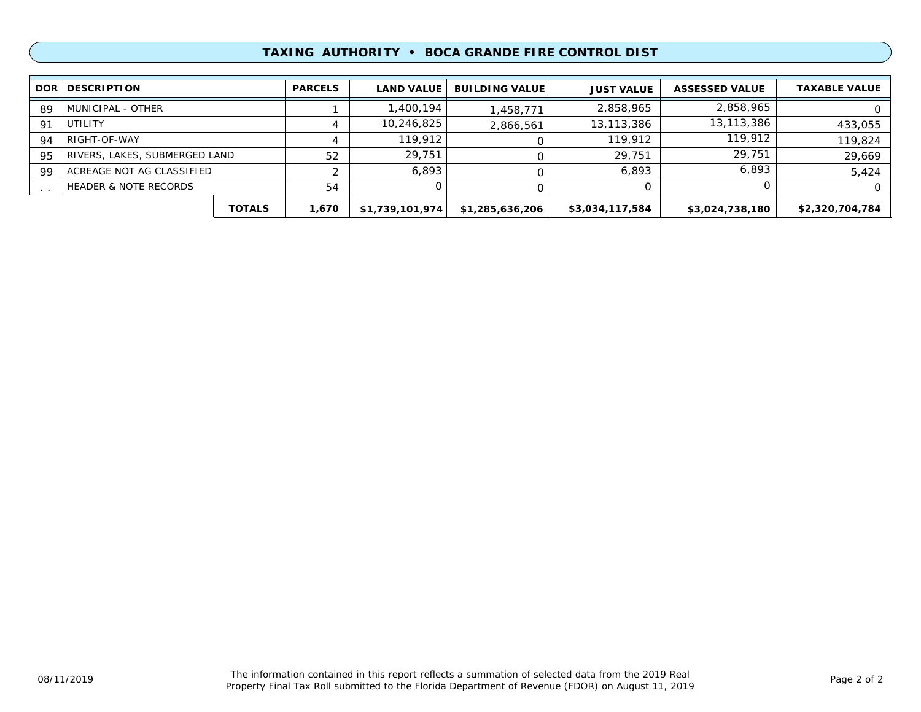## TAXING AUTHORITY • BOCA GRANDE FIRE CONTROL DIST

| DOR | DESCRIPTION | PARCELS | LAND VALUE | BUILDING VALUE | JUST VALUE | ASSESSED VALUE | TAXABLE VALUE |
|---|---|---|---|---|---|---|---|
| 89 | MUNICIPAL - OTHER | 1 | 1,400,194 | 1,458,771 | 2,858,965 | 2,858,965 | 0 |
| 91 | UTILITY | 4 | 10,246,825 | 2,866,561 | 13,113,386 | 13,113,386 | 433,055 |
| 94 | RIGHT-OF-WAY | 4 | 119,912 | 0 | 119,912 | 119,912 | 119,824 |
| 95 | RIVERS, LAKES, SUBMERGED LAND | 52 | 29,751 | 0 | 29,751 | 29,751 | 29,669 |
| 99 | ACREAGE NOT AG CLASSIFIED | 2 | 6,893 | 0 | 6,893 | 6,893 | 5,424 |
| . . | HEADER & NOTE RECORDS | 54 | 0 | 0 | 0 | 0 | 0 |
| | **TOTALS** | **1,670** | **$1,739,101,974** | **$1,285,636,206** | **$3,034,117,584** | **$3,024,738,180** | **$2,320,704,784** |

08/11/2019

The information contained in this report reflects a summation of selected data from the 2019 Real Property Final Tax Roll submitted to the Florida Department of Revenue (FDOR) on August 11, 2019